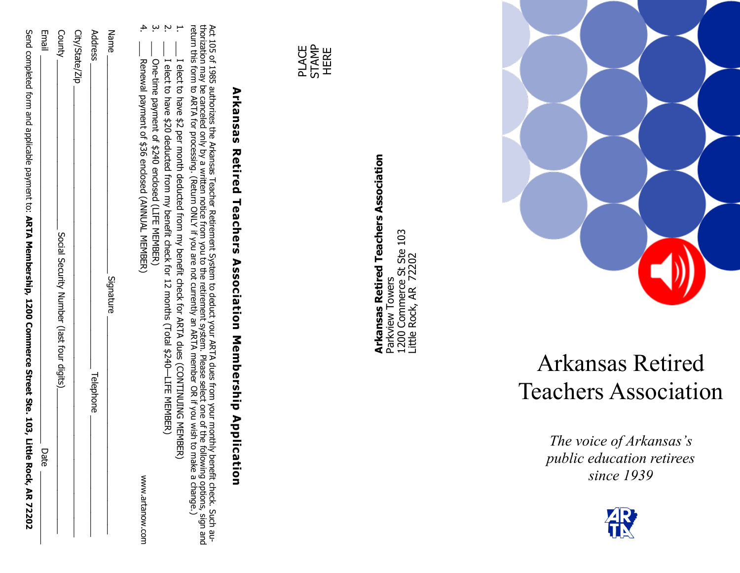# Arkansas Retired Teachers Association Membership Application

Act 105 of 1985 authorizes the Arkansas Teacher Retirement System to deduct your ARTA dues from your monthly benefit check. Such authorization may be canceled only by a written notice from you to the retirement system. Please select one of the following options, sign and return this form to ARTA for processing. (Return ONLY if you are not currently an ARTA member OR if you wish to make a change.)

1. ___ I elect to have $2 per month deducted from my benefit check for ARTA dues (CONTINUING MEMBER)
2. ___ I elect to have $20 deducted from my benefit check for 12 months (Total $240—LIFE MEMBER)
3. ___ One-time payment of $240 enclosed (LIFE MEMBER)
4. ___ Renewal payment of $36 enclosed (ANNUAL MEMBER)

www.artanow.com

Name ______________________ Signature ______________________

Address ______________________ Telephone ______________________

City/State/Zip ______________________

County ______________ Social Security Number (last four digits) ______________

Email ______________________ Date ______________

Send completed form and applicable payment to: **ARTA Membership, 1200 Commerce Street Ste. 103, Little Rock, AR 72202**

PLACE STAMP HERE

**Arkansas Retired Teachers Association**
Parkview Towers
1200 Commerce St Ste 103
Little Rock, AR 72202

# Arkansas Retired Teachers Association

*The voice of Arkansas's public education retirees since 1939*

ARTA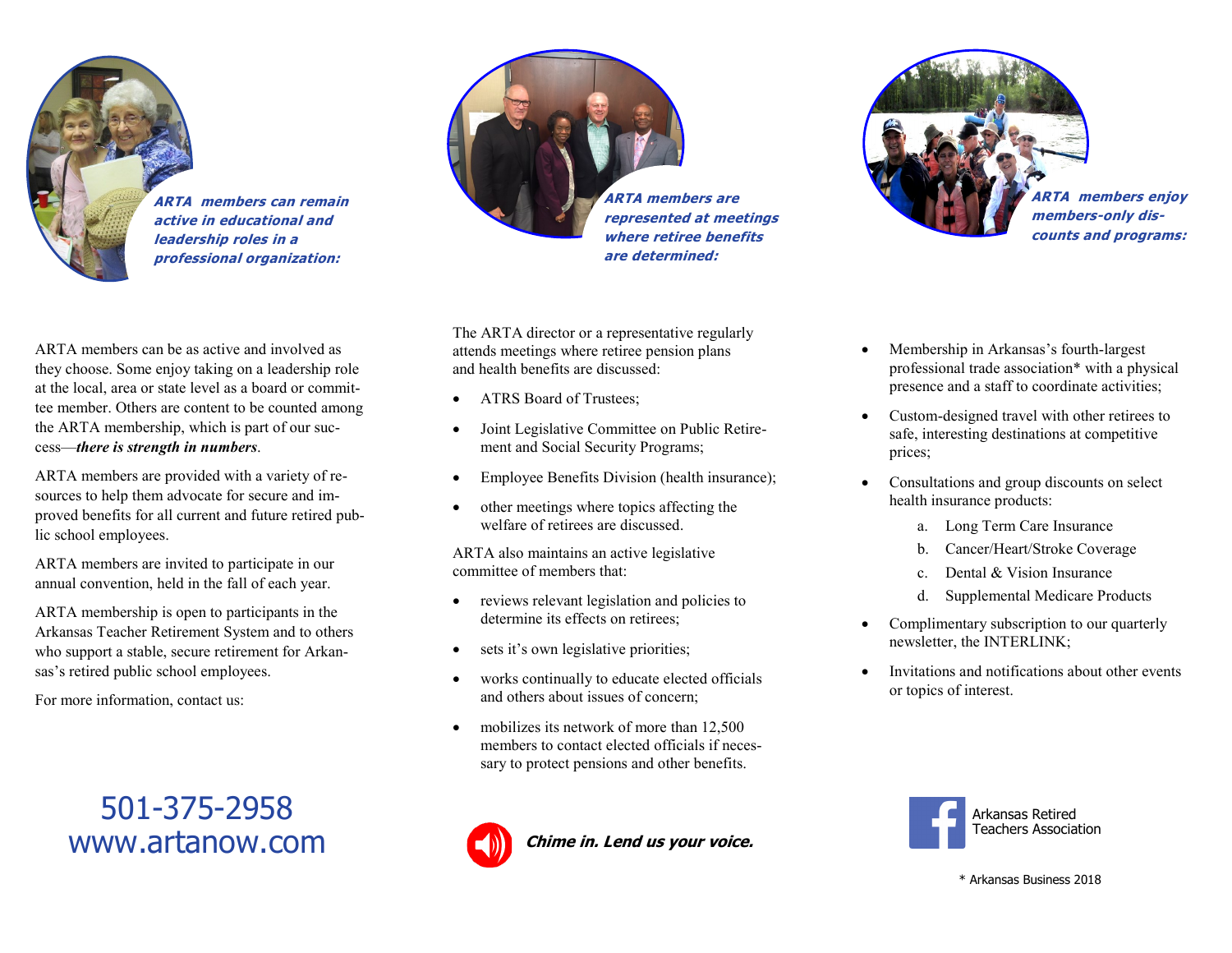***ARTA members can remain active in educational and leadership roles in a professional organization:***

ARTA members can be as active and involved as they choose. Some enjoy taking on a leadership role at the local, area or state level as a board or committee member. Others are content to be counted among the ARTA membership, which is part of our success—***there is strength in numbers***.

ARTA members are provided with a variety of resources to help them advocate for secure and improved benefits for all current and future retired public school employees.

ARTA members are invited to participate in our annual convention, held in the fall of each year.

ARTA membership is open to participants in the Arkansas Teacher Retirement System and to others who support a stable, secure retirement for Arkansas's retired public school employees.

For more information, contact us:

501-375-2958
www.artanow.com

***ARTA members are represented at meetings where retiree benefits are determined:***

The ARTA director or a representative regularly attends meetings where retiree pension plans and health benefits are discussed:

- ATRS Board of Trustees;
- Joint Legislative Committee on Public Retirement and Social Security Programs;
- Employee Benefits Division (health insurance);
- other meetings where topics affecting the welfare of retirees are discussed.

ARTA also maintains an active legislative committee of members that:

- reviews relevant legislation and policies to determine its effects on retirees;
- sets it's own legislative priorities;
- works continually to educate elected officials and others about issues of concern;
- mobilizes its network of more than 12,500 members to contact elected officials if necessary to protect pensions and other benefits.

***Chime in. Lend us your voice.***

***ARTA members enjoy members-only discounts and programs:***

- Membership in Arkansas's fourth-largest professional trade association* with a physical presence and a staff to coordinate activities;
- Custom-designed travel with other retirees to safe, interesting destinations at competitive prices;
- Consultations and group discounts on select health insurance products:
  a. Long Term Care Insurance
  b. Cancer/Heart/Stroke Coverage
  c. Dental & Vision Insurance
  d. Supplemental Medicare Products
- Complimentary subscription to our quarterly newsletter, the INTERLINK;
- Invitations and notifications about other events or topics of interest.

Arkansas Retired Teachers Association

* Arkansas Business 2018